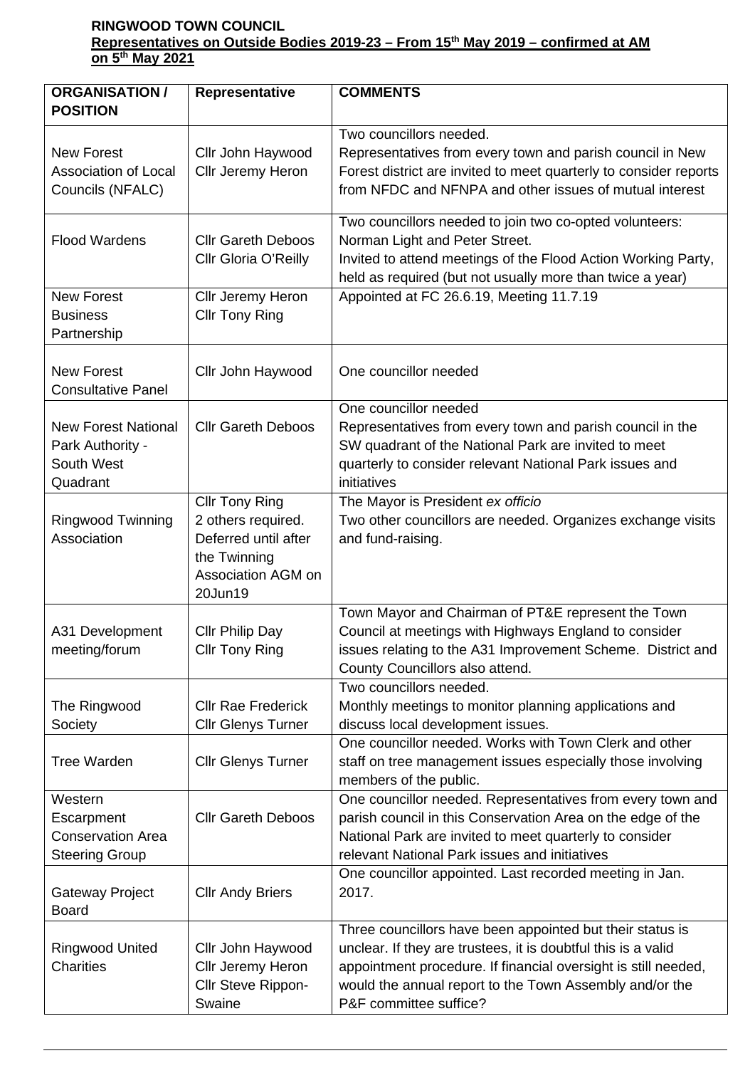**RINGWOOD TOWN COUNCIL**
**Representatives on Outside Bodies 2019-23 – From 15th May 2019 – confirmed at AM on 5th May 2021**

| ORGANISATION / POSITION | Representative | COMMENTS |
|---|---|---|
| New Forest Association of Local Councils (NFALC) | Cllr John Haywood<br>Cllr Jeremy Heron | Two councillors needed.<br>Representatives from every town and parish council in New Forest district are invited to meet quarterly to consider reports from NFDC and NFNPA and other issues of mutual interest |
| Flood Wardens | Cllr Gareth Deboos<br>Cllr Gloria O'Reilly | Two councillors needed to join two co-opted volunteers: Norman Light and Peter Street.<br>Invited to attend meetings of the Flood Action Working Party, held as required (but not usually more than twice a year) |
| New Forest Business Partnership | Cllr Jeremy Heron<br>Cllr Tony Ring | Appointed at FC 26.6.19, Meeting 11.7.19 |
| New Forest Consultative Panel | Cllr John Haywood | One councillor needed |
| New Forest National Park Authority - South West Quadrant | Cllr Gareth Deboos | One councillor needed<br>Representatives from every town and parish council in the SW quadrant of the National Park are invited to meet quarterly to consider relevant National Park issues and initiatives |
| Ringwood Twinning Association | Cllr Tony Ring<br>2 others required. Deferred until after the Twinning Association AGM on 20Jun19 | The Mayor is President *ex officio*<br>Two other councillors are needed. Organizes exchange visits and fund-raising. |
| A31 Development meeting/forum | Cllr Philip Day<br>Cllr Tony Ring | Town Mayor and Chairman of PT&E represent the Town Council at meetings with Highways England to consider issues relating to the A31 Improvement Scheme. District and County Councillors also attend. |
| The Ringwood Society | Cllr Rae Frederick<br>Cllr Glenys Turner | Two councillors needed.<br>Monthly meetings to monitor planning applications and discuss local development issues. |
| Tree Warden | Cllr Glenys Turner | One councillor needed. Works with Town Clerk and other staff on tree management issues especially those involving members of the public. |
| Western Escarpment Conservation Area Steering Group | Cllr Gareth Deboos | One councillor needed. Representatives from every town and parish council in this Conservation Area on the edge of the National Park are invited to meet quarterly to consider relevant National Park issues and initiatives |
| Gateway Project Board | Cllr Andy Briers | One councillor appointed. Last recorded meeting in Jan. 2017. |
| Ringwood United Charities | Cllr John Haywood<br>Cllr Jeremy Heron<br>Cllr Steve Rippon-Swaine | Three councillors have been appointed but their status is unclear. If they are trustees, it is doubtful this is a valid appointment procedure. If financial oversight is still needed, would the annual report to the Town Assembly and/or the P&F committee suffice? |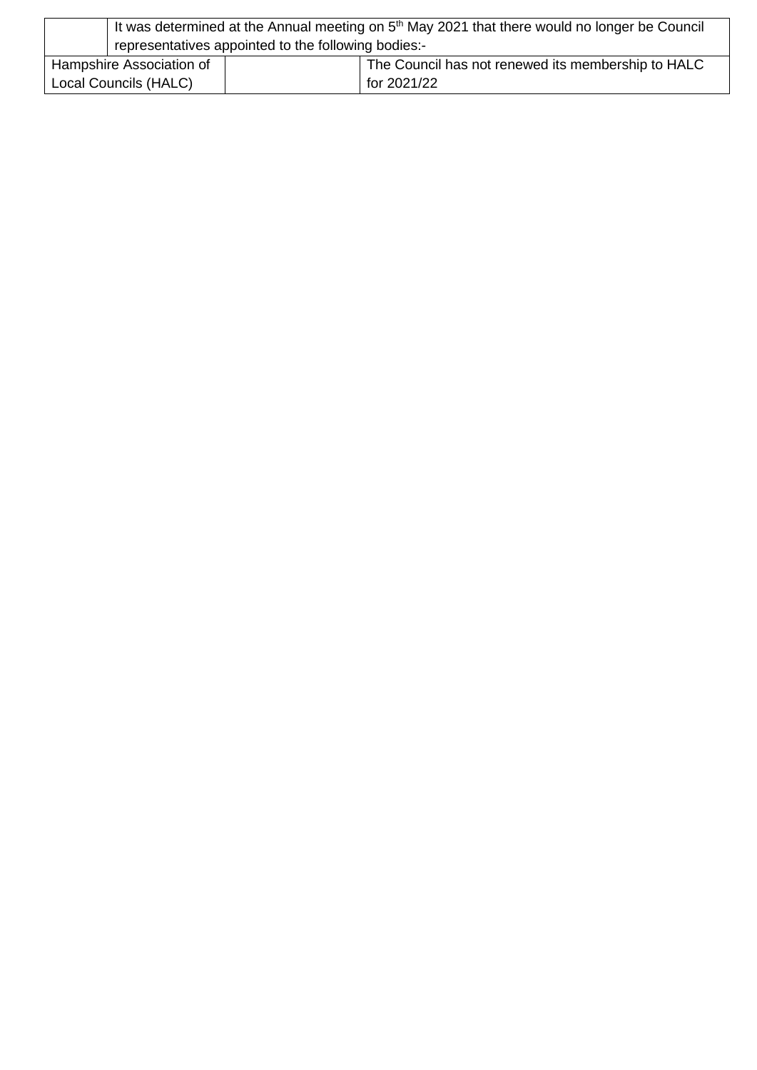| | | | |
|---|---|---|---|
| | It was determined at the Annual meeting on 5th May 2021 that there would no longer be Council representatives appointed to the following bodies:- | | |
| Hampshire Association of Local Councils (HALC) | | | The Council has not renewed its membership to HALC for 2021/22 |